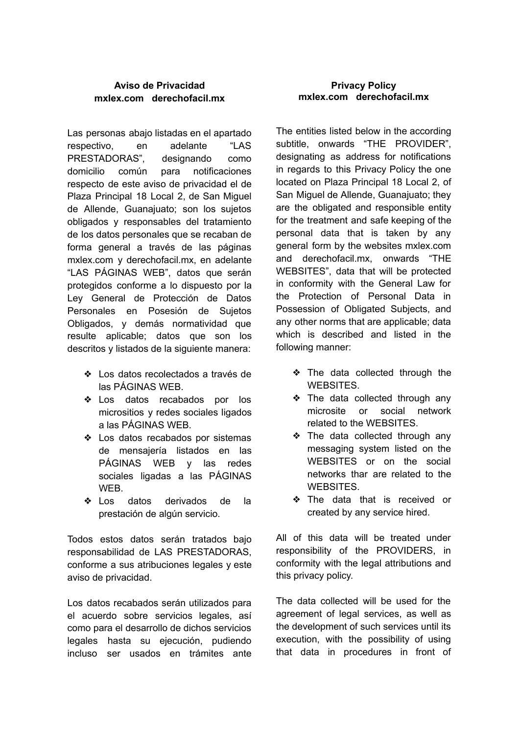**Aviso de Privacidad**
**mxlex.com derechofacil.mx**

Las personas abajo listadas en el apartado respectivo, en adelante "LAS PRESTADORAS", designando como domicilio común para notificaciones respecto de este aviso de privacidad el de Plaza Principal 18 Local 2, de San Miguel de Allende, Guanajuato; son los sujetos obligados y responsables del tratamiento de los datos personales que se recaban de forma general a través de las páginas mxlex.com y derechofacil.mx, en adelante "LAS PÁGINAS WEB", datos que serán protegidos conforme a lo dispuesto por la Ley General de Protección de Datos Personales en Posesión de Sujetos Obligados, y demás normatividad que resulte aplicable; datos que son los descritos y listados de la siguiente manera:

- Los datos recolectados a través de las PÁGINAS WEB.
- Los datos recabados por los micrositios y redes sociales ligados a las PÁGINAS WEB.
- Los datos recabados por sistemas de mensajería listados en las PÁGINAS WEB y las redes sociales ligadas a las PÁGINAS WEB.
- Los datos derivados de la prestación de algún servicio.

Todos estos datos serán tratados bajo responsabilidad de LAS PRESTADORAS, conforme a sus atribuciones legales y este aviso de privacidad.

Los datos recabados serán utilizados para el acuerdo sobre servicios legales, así como para el desarrollo de dichos servicios legales hasta su ejecución, pudiendo incluso ser usados en trámites ante

**Privacy Policy**
**mxlex.com derechofacil.mx**

The entities listed below in the according subtitle, onwards "THE PROVIDER", designating as address for notifications in regards to this Privacy Policy the one located on Plaza Principal 18 Local 2, of San Miguel de Allende, Guanajuato; they are the obligated and responsible entity for the treatment and safe keeping of the personal data that is taken by any general form by the websites mxlex.com and derechofacil.mx, onwards "THE WEBSITES", data that will be protected in conformity with the General Law for the Protection of Personal Data in Possession of Obligated Subjects, and any other norms that are applicable; data which is described and listed in the following manner:

- The data collected through the WEBSITES.
- The data collected through any microsite or social network related to the WEBSITES.
- The data collected through any messaging system listed on the WEBSITES or on the social networks thar are related to the WEBSITES.
- The data that is received or created by any service hired.

All of this data will be treated under responsibility of the PROVIDERS, in conformity with the legal attributions and this privacy policy.

The data collected will be used for the agreement of legal services, as well as the development of such services until its execution, with the possibility of using that data in procedures in front of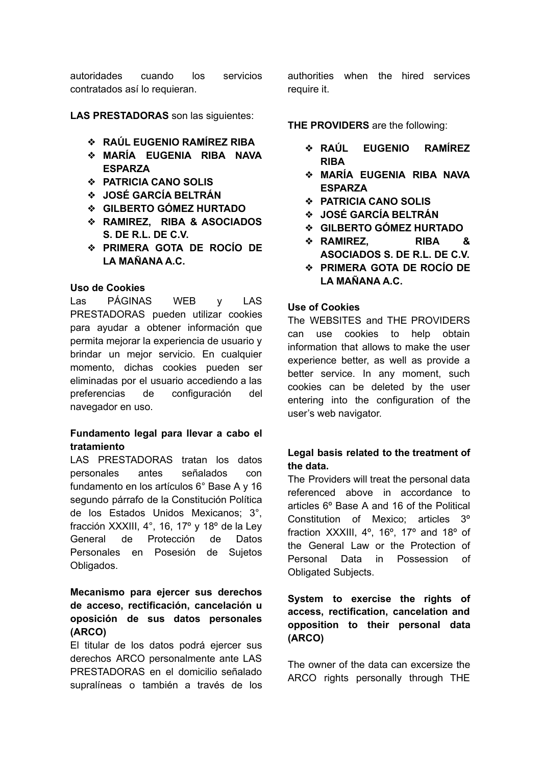autoridades cuando los servicios contratados así lo requieran.

**LAS PRESTADORAS** son las siguientes:

- **RAÚL EUGENIO RAMÍREZ RIBA**
- **MARÍA EUGENIA RIBA NAVA ESPARZA**
- **PATRICIA CANO SOLIS**
- **JOSÉ GARCÍA BELTRÁN**
- **GILBERTO GÓMEZ HURTADO**
- **RAMIREZ, RIBA & ASOCIADOS S. DE R.L. DE C.V.**
- **PRIMERA GOTA DE ROCÍO DE LA MAÑANA A.C.**

**Uso de Cookies**

Las PÁGINAS WEB y LAS PRESTADORAS pueden utilizar cookies para ayudar a obtener información que permita mejorar la experiencia de usuario y brindar un mejor servicio. En cualquier momento, dichas cookies pueden ser eliminadas por el usuario accediendo a las preferencias de configuración del navegador en uso.

**Fundamento legal para llevar a cabo el tratamiento**

LAS PRESTADORAS tratan los datos personales antes señalados con fundamento en los artículos 6° Base A y 16 segundo párrafo de la Constitución Política de los Estados Unidos Mexicanos; 3°, fracción XXXIII, 4°, 16, 17º y 18º de la Ley General de Protección de Datos Personales en Posesión de Sujetos Obligados.

**Mecanismo para ejercer sus derechos de acceso, rectificación, cancelación u oposición de sus datos personales (ARCO)**

El titular de los datos podrá ejercer sus derechos ARCO personalmente ante LAS PRESTADORAS en el domicilio señalado supralíneas o también a través de los

authorities when the hired services require it.

**THE PROVIDERS** are the following:

- **RAÚL EUGENIO RAMÍREZ RIBA**
- **MARÍA EUGENIA RIBA NAVA ESPARZA**
- **PATRICIA CANO SOLIS**
- **JOSÉ GARCÍA BELTRÁN**
- **GILBERTO GÓMEZ HURTADO**
- **RAMIREZ, RIBA & ASOCIADOS S. DE R.L. DE C.V.**
- **PRIMERA GOTA DE ROCÍO DE LA MAÑANA A.C.**

**Use of Cookies**

The WEBSITES and THE PROVIDERS can use cookies to help obtain information that allows to make the user experience better, as well as provide a better service. In any moment, such cookies can be deleted by the user entering into the configuration of the user's web navigator.

**Legal basis related to the treatment of the data.**

The Providers will treat the personal data referenced above in accordance to articles 6º Base A and 16 of the Political Constitution of Mexico; articles 3º fraction XXXIII, 4º, 16º, 17º and 18º of the General Law or the Protection of Personal Data in Possession of Obligated Subjects.

**System to exercise the rights of access, rectification, cancelation and opposition to their personal data (ARCO)**

The owner of the data can excersize the ARCO rights personally through THE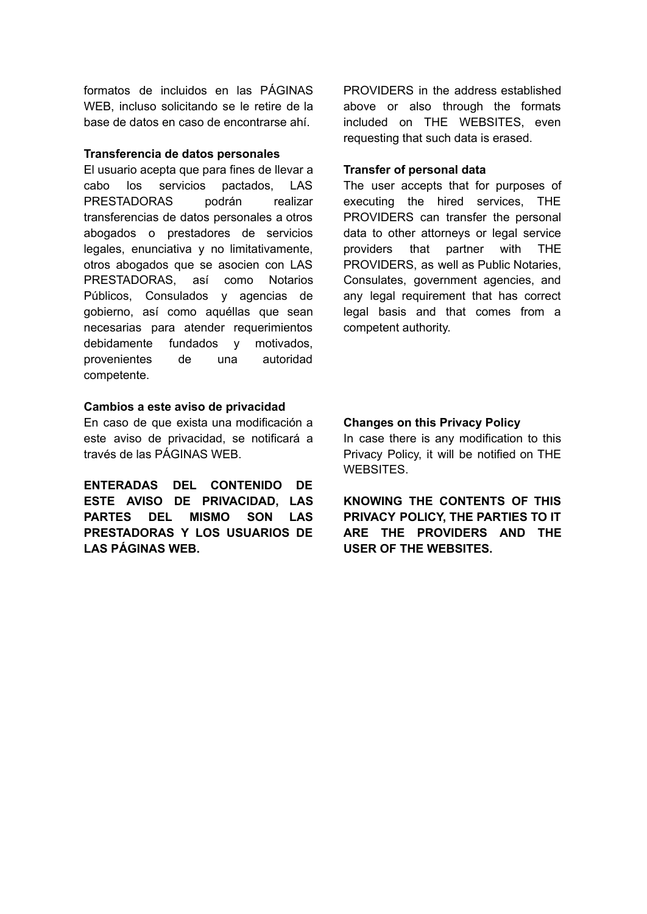formatos de incluidos en las PÁGINAS WEB, incluso solicitando se le retire de la base de datos en caso de encontrarse ahí.

**Transferencia de datos personales**

El usuario acepta que para fines de llevar a cabo los servicios pactados, LAS PRESTADORAS podrán realizar transferencias de datos personales a otros abogados o prestadores de servicios legales, enunciativa y no limitativamente, otros abogados que se asocien con LAS PRESTADORAS, así como Notarios Públicos, Consulados y agencias de gobierno, así como aquéllas que sean necesarias para atender requerimientos debidamente fundados y motivados, provenientes de una autoridad competente.

**Cambios a este aviso de privacidad**

En caso de que exista una modificación a este aviso de privacidad, se notificará a través de las PÁGINAS WEB.

**ENTERADAS DEL CONTENIDO DE ESTE AVISO DE PRIVACIDAD, LAS PARTES DEL MISMO SON LAS PRESTADORAS Y LOS USUARIOS DE LAS PÁGINAS WEB.**

PROVIDERS in the address established above or also through the formats included on THE WEBSITES, even requesting that such data is erased.

**Transfer of personal data**

The user accepts that for purposes of executing the hired services, THE PROVIDERS can transfer the personal data to other attorneys or legal service providers that partner with THE PROVIDERS, as well as Public Notaries, Consulates, government agencies, and any legal requirement that has correct legal basis and that comes from a competent authority.

**Changes on this Privacy Policy**

In case there is any modification to this Privacy Policy, it will be notified on THE WEBSITES.

**KNOWING THE CONTENTS OF THIS PRIVACY POLICY, THE PARTIES TO IT ARE THE PROVIDERS AND THE USER OF THE WEBSITES.**